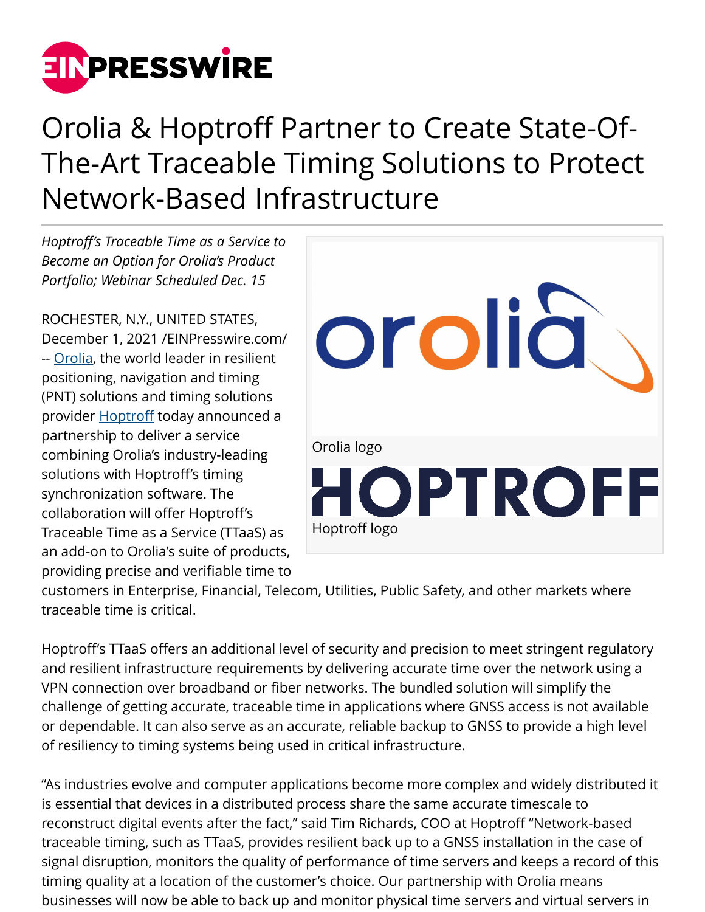# Orolia & Hoptroff Partner to Create State-Of-The-Art Traceable Timing Solutions to Protect Network-Based Infrastructure

*Hoptroff's Traceable Time as a Service to Become an Option for Orolia's Product Portfolio; Webinar Scheduled Dec. 15*

Orolia logo

Hoptroff logo

ROCHESTER, N.Y., UNITED STATES, December 1, 2021 /EINPresswire.com/ -- Orolia, the world leader in resilient positioning, navigation and timing (PNT) solutions and timing solutions provider Hoptroff today announced a partnership to deliver a service combining Orolia's industry-leading solutions with Hoptroff's timing synchronization software. The collaboration will offer Hoptroff's Traceable Time as a Service (TTaaS) as an add-on to Orolia's suite of products, providing precise and verifiable time to customers in Enterprise, Financial, Telecom, Utilities, Public Safety, and other markets where traceable time is critical.

Hoptroff's TTaaS offers an additional level of security and precision to meet stringent regulatory and resilient infrastructure requirements by delivering accurate time over the network using a VPN connection over broadband or fiber networks. The bundled solution will simplify the challenge of getting accurate, traceable time in applications where GNSS access is not available or dependable. It can also serve as an accurate, reliable backup to GNSS to provide a high level of resiliency to timing systems being used in critical infrastructure.

"As industries evolve and computer applications become more complex and widely distributed it is essential that devices in a distributed process share the same accurate timescale to reconstruct digital events after the fact," said Tim Richards, COO at Hoptroff "Network-based traceable timing, such as TTaaS, provides resilient back up to a GNSS installation in the case of signal disruption, monitors the quality of performance of time servers and keeps a record of this timing quality at a location of the customer's choice. Our partnership with Orolia means businesses will now be able to back up and monitor physical time servers and virtual servers in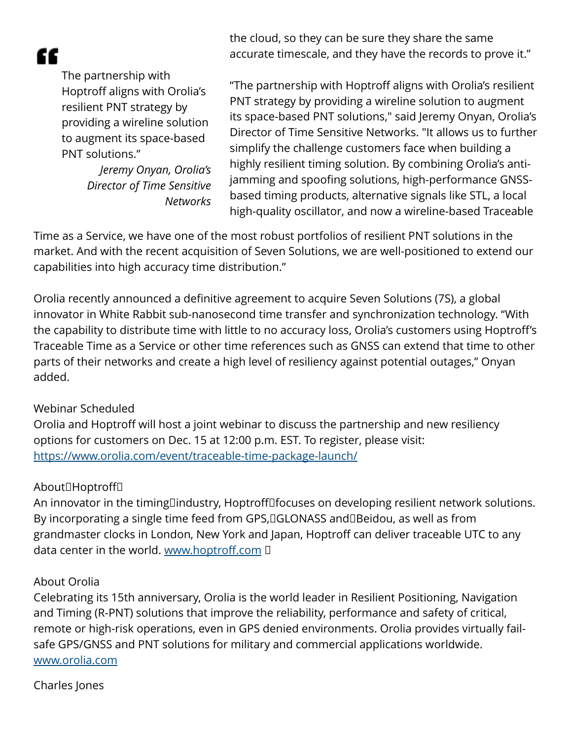> “The partnership with Hoptroff aligns with Orolia’s resilient PNT strategy by providing a wireline solution to augment its space-based PNT solutions.”
>
> *Jeremy Onyan, Orolia’s Director of Time Sensitive Networks*

the cloud, so they can be sure they share the same accurate timescale, and they have the records to prove it.”

“The partnership with Hoptroff aligns with Orolia’s resilient PNT strategy by providing a wireline solution to augment its space-based PNT solutions," said Jeremy Onyan, Orolia’s Director of Time Sensitive Networks. "It allows us to further simplify the challenge customers face when building a highly resilient timing solution. By combining Orolia’s anti-jamming and spoofing solutions, high-performance GNSS-based timing products, alternative signals like STL, a local high-quality oscillator, and now a wireline-based Traceable Time as a Service, we have one of the most robust portfolios of resilient PNT solutions in the market. And with the recent acquisition of Seven Solutions, we are well-positioned to extend our capabilities into high accuracy time distribution.”

Orolia recently announced a definitive agreement to acquire Seven Solutions (7S), a global innovator in White Rabbit sub-nanosecond time transfer and synchronization technology. “With the capability to distribute time with little to no accuracy loss, Orolia’s customers using Hoptroff’s Traceable Time as a Service or other time references such as GNSS can extend that time to other parts of their networks and create a high level of resiliency against potential outages,” Onyan added.

Webinar Scheduled

Orolia and Hoptroff will host a joint webinar to discuss the partnership and new resiliency options for customers on Dec. 15 at 12:00 p.m. EST. To register, please visit: https://www.orolia.com/event/traceable-time-package-launch/

About Hoptroff

An innovator in the timing industry, Hoptroff focuses on developing resilient network solutions. By incorporating a single time feed from GPS, GLONASS and Beidou, as well as from grandmaster clocks in London, New York and Japan, Hoptroff can deliver traceable UTC to any data center in the world. www.hoptroff.com

About Orolia

Celebrating its 15th anniversary, Orolia is the world leader in Resilient Positioning, Navigation and Timing (R-PNT) solutions that improve the reliability, performance and safety of critical, remote or high-risk operations, even in GPS denied environments. Orolia provides virtually fail-safe GPS/GNSS and PNT solutions for military and commercial applications worldwide. www.orolia.com

Charles Jones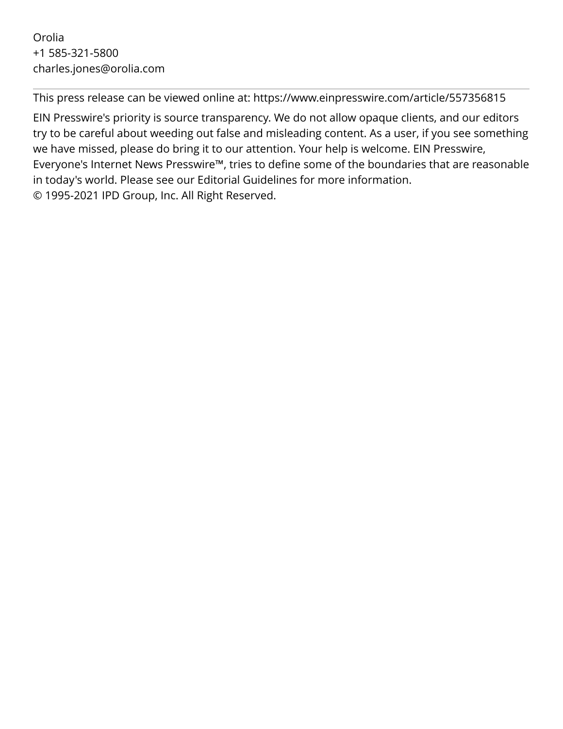Orolia
+1 585-321-5800
charles.jones@orolia.com

---

This press release can be viewed online at: https://www.einpresswire.com/article/557356815

EIN Presswire's priority is source transparency. We do not allow opaque clients, and our editors try to be careful about weeding out false and misleading content. As a user, if you see something we have missed, please do bring it to our attention. Your help is welcome. EIN Presswire, Everyone's Internet News Presswire™, tries to define some of the boundaries that are reasonable in today's world. Please see our Editorial Guidelines for more information.
© 1995-2021 IPD Group, Inc. All Right Reserved.